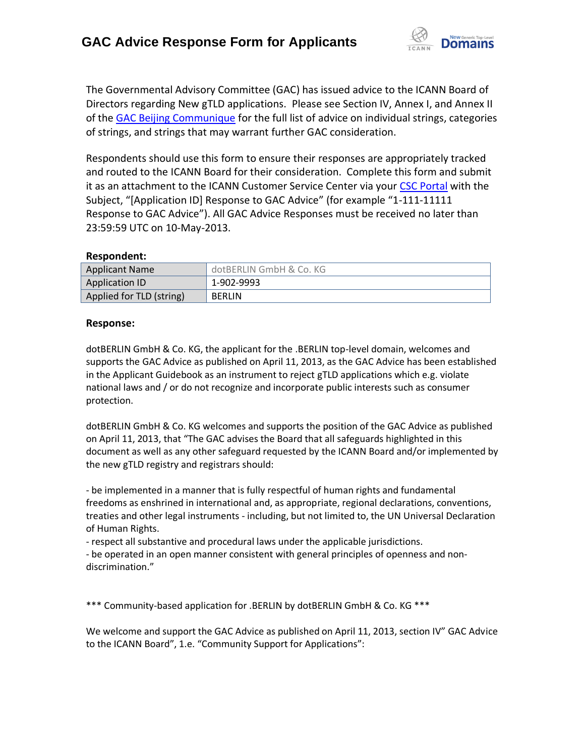# GAC Advice Response Form for Applicants

The Governmental Advisory Committee (GAC) has issued advice to the ICANN Board of Directors regarding New gTLD applications. Please see Section IV, Annex I, and Annex II of the GAC Beijing Communique for the full list of advice on individual strings, categories of strings, and strings that may warrant further GAC consideration.

Respondents should use this form to ensure their responses are appropriately tracked and routed to the ICANN Board for their consideration. Complete this form and submit it as an attachment to the ICANN Customer Service Center via your CSC Portal with the Subject, "[Application ID] Response to GAC Advice" (for example "1-111-11111 Response to GAC Advice"). All GAC Advice Responses must be received no later than 23:59:59 UTC on 10-May-2013.

**Respondent:**

| Applicant Name | dotBERLIN GmbH & Co. KG |
|---|---|
| Application ID | 1-902-9993 |
| Applied for TLD (string) | BERLIN |

**Response:**

dotBERLIN GmbH & Co. KG, the applicant for the .BERLIN top-level domain, welcomes and supports the GAC Advice as published on April 11, 2013, as the GAC Advice has been established in the Applicant Guidebook as an instrument to reject gTLD applications which e.g. violate national laws and / or do not recognize and incorporate public interests such as consumer protection.

dotBERLIN GmbH & Co. KG welcomes and supports the position of the GAC Advice as published on April 11, 2013, that "The GAC advises the Board that all safeguards highlighted in this document as well as any other safeguard requested by the ICANN Board and/or implemented by the new gTLD registry and registrars should:

- be implemented in a manner that is fully respectful of human rights and fundamental freedoms as enshrined in international and, as appropriate, regional declarations, conventions, treaties and other legal instruments - including, but not limited to, the UN Universal Declaration of Human Rights.
- respect all substantive and procedural laws under the applicable jurisdictions.
- be operated in an open manner consistent with general principles of openness and non-discrimination."

*** Community-based application for .BERLIN by dotBERLIN GmbH & Co. KG ***

We welcome and support the GAC Advice as published on April 11, 2013, section IV" GAC Advice to the ICANN Board", 1.e. "Community Support for Applications":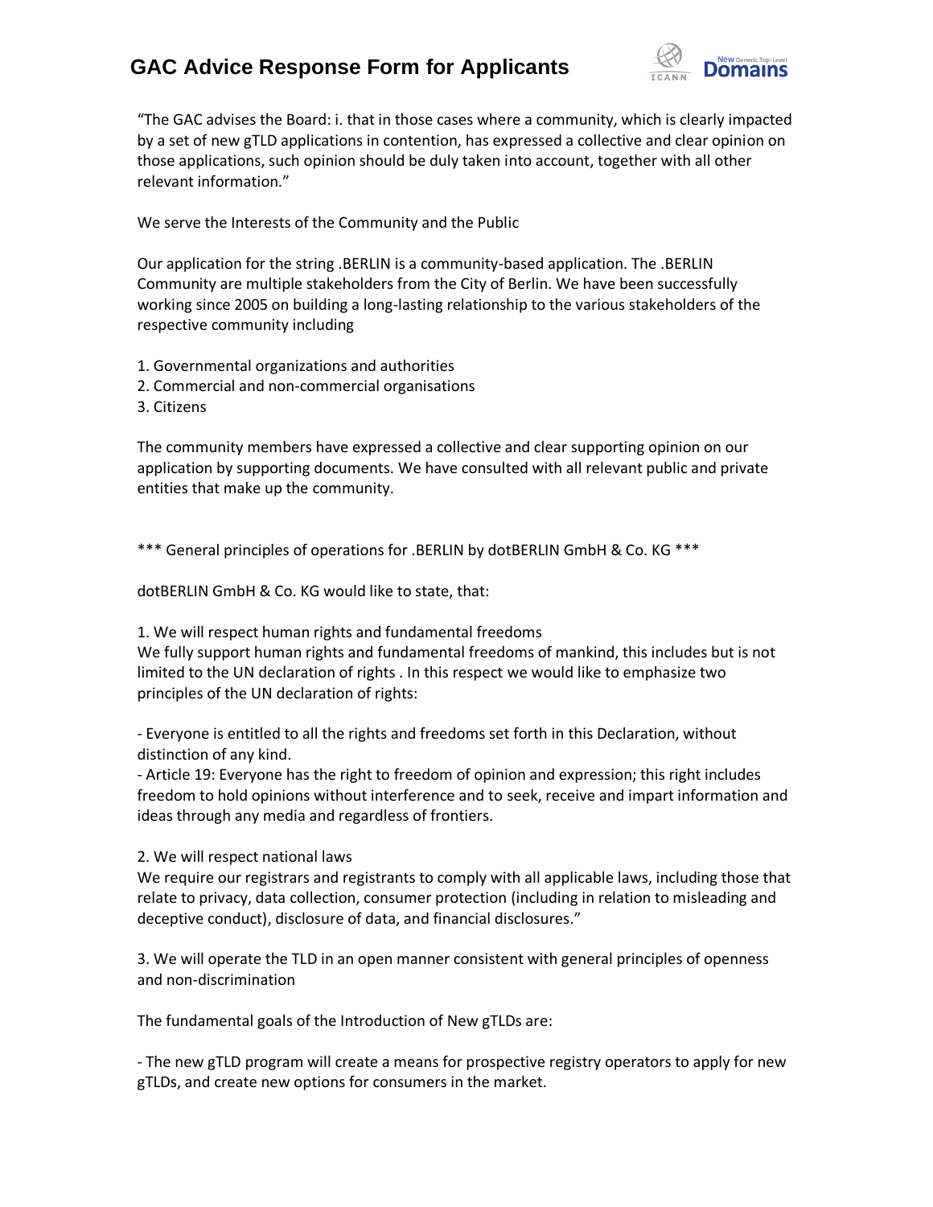"The GAC advises the Board: i. that in those cases where a community, which is clearly impacted by a set of new gTLD applications in contention, has expressed a collective and clear opinion on those applications, such opinion should be duly taken into account, together with all other relevant information."

We serve the Interests of the Community and the Public

Our application for the string .BERLIN is a community-based application. The .BERLIN Community are multiple stakeholders from the City of Berlin. We have been successfully working since 2005 on building a long-lasting relationship to the various stakeholders of the respective community including

1. Governmental organizations and authorities
2. Commercial and non-commercial organisations
3. Citizens

The community members have expressed a collective and clear supporting opinion on our application by supporting documents. We have consulted with all relevant public and private entities that make up the community.

*** General principles of operations for .BERLIN by dotBERLIN GmbH & Co. KG ***

dotBERLIN GmbH & Co. KG would like to state, that:

1. We will respect human rights and fundamental freedoms
We fully support human rights and fundamental freedoms of mankind, this includes but is not limited to the UN declaration of rights . In this respect we would like to emphasize two principles of the UN declaration of rights:

- Everyone is entitled to all the rights and freedoms set forth in this Declaration, without distinction of any kind.
- Article 19: Everyone has the right to freedom of opinion and expression; this right includes freedom to hold opinions without interference and to seek, receive and impart information and ideas through any media and regardless of frontiers.

2. We will respect national laws
We require our registrars and registrants to comply with all applicable laws, including those that relate to privacy, data collection, consumer protection (including in relation to misleading and deceptive conduct), disclosure of data, and financial disclosures."

3. We will operate the TLD in an open manner consistent with general principles of openness and non-discrimination

The fundamental goals of the Introduction of New gTLDs are:

- The new gTLD program will create a means for prospective registry operators to apply for new gTLDs, and create new options for consumers in the market.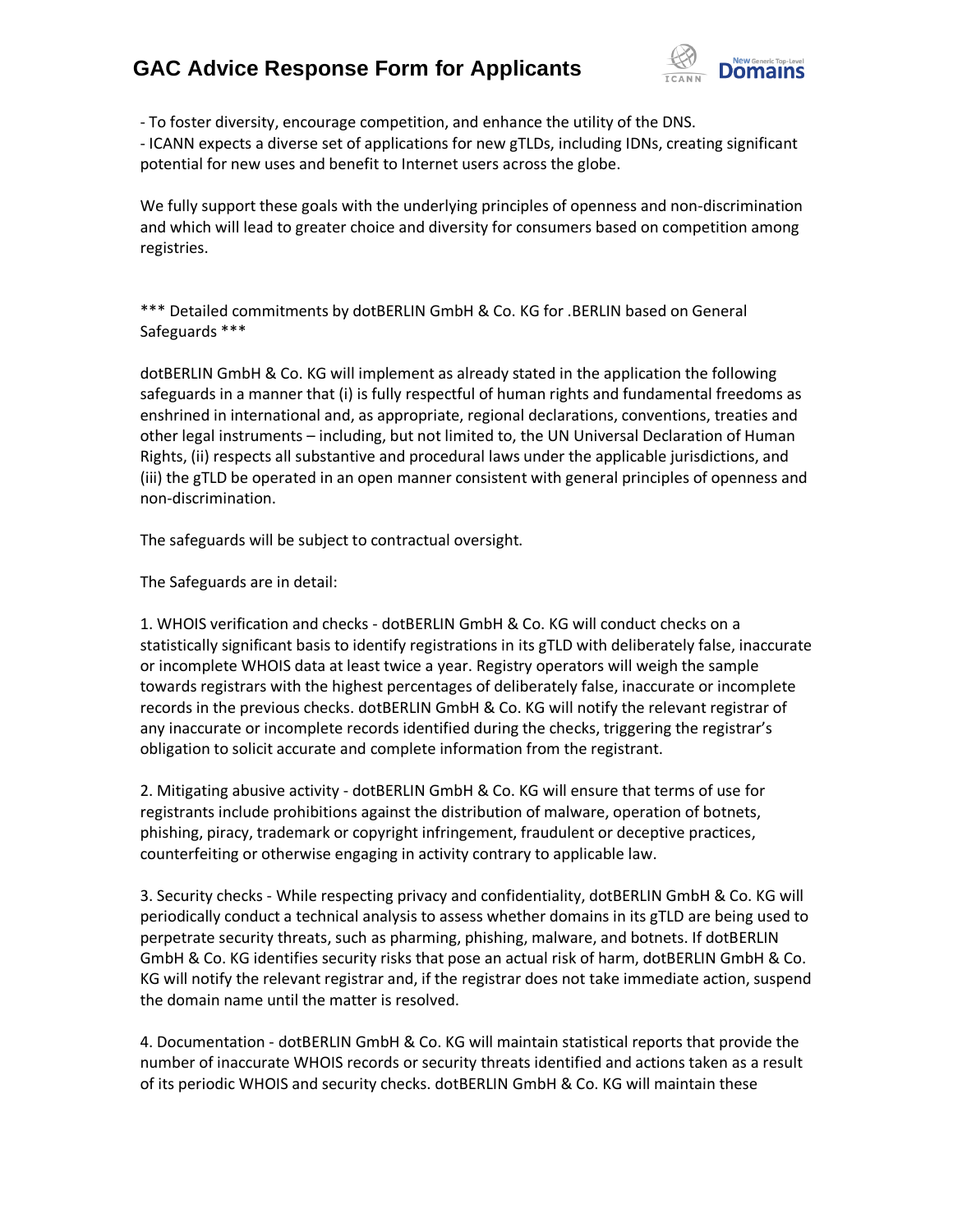- To foster diversity, encourage competition, and enhance the utility of the DNS.
- ICANN expects a diverse set of applications for new gTLDs, including IDNs, creating significant potential for new uses and benefit to Internet users across the globe.

We fully support these goals with the underlying principles of openness and non-discrimination and which will lead to greater choice and diversity for consumers based on competition among registries.

*** Detailed commitments by dotBERLIN GmbH & Co. KG for .BERLIN based on General Safeguards ***

dotBERLIN GmbH & Co. KG will implement as already stated in the application the following safeguards in a manner that (i) is fully respectful of human rights and fundamental freedoms as enshrined in international and, as appropriate, regional declarations, conventions, treaties and other legal instruments – including, but not limited to, the UN Universal Declaration of Human Rights, (ii) respects all substantive and procedural laws under the applicable jurisdictions, and (iii) the gTLD be operated in an open manner consistent with general principles of openness and non-discrimination.

The safeguards will be subject to contractual oversight.

The Safeguards are in detail:

1. WHOIS verification and checks - dotBERLIN GmbH & Co. KG will conduct checks on a statistically significant basis to identify registrations in its gTLD with deliberately false, inaccurate or incomplete WHOIS data at least twice a year. Registry operators will weigh the sample towards registrars with the highest percentages of deliberately false, inaccurate or incomplete records in the previous checks. dotBERLIN GmbH & Co. KG will notify the relevant registrar of any inaccurate or incomplete records identified during the checks, triggering the registrar's obligation to solicit accurate and complete information from the registrant.

2. Mitigating abusive activity - dotBERLIN GmbH & Co. KG will ensure that terms of use for registrants include prohibitions against the distribution of malware, operation of botnets, phishing, piracy, trademark or copyright infringement, fraudulent or deceptive practices, counterfeiting or otherwise engaging in activity contrary to applicable law.

3. Security checks - While respecting privacy and confidentiality, dotBERLIN GmbH & Co. KG will periodically conduct a technical analysis to assess whether domains in its gTLD are being used to perpetrate security threats, such as pharming, phishing, malware, and botnets. If dotBERLIN GmbH & Co. KG identifies security risks that pose an actual risk of harm, dotBERLIN GmbH & Co. KG will notify the relevant registrar and, if the registrar does not take immediate action, suspend the domain name until the matter is resolved.

4. Documentation - dotBERLIN GmbH & Co. KG will maintain statistical reports that provide the number of inaccurate WHOIS records or security threats identified and actions taken as a result of its periodic WHOIS and security checks. dotBERLIN GmbH & Co. KG will maintain these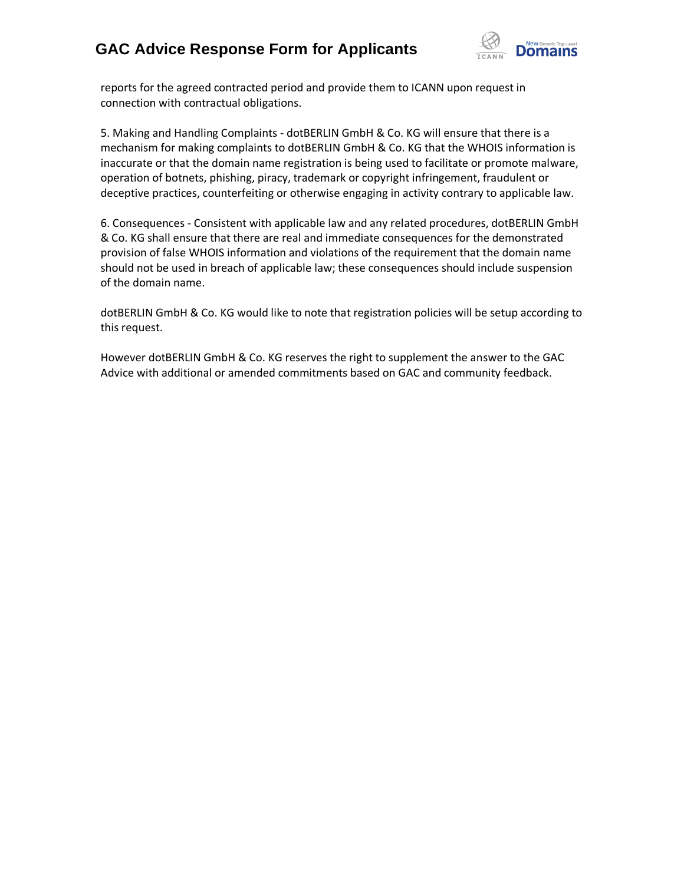reports for the agreed contracted period and provide them to ICANN upon request in connection with contractual obligations.

5. Making and Handling Complaints - dotBERLIN GmbH & Co. KG will ensure that there is a mechanism for making complaints to dotBERLIN GmbH & Co. KG that the WHOIS information is inaccurate or that the domain name registration is being used to facilitate or promote malware, operation of botnets, phishing, piracy, trademark or copyright infringement, fraudulent or deceptive practices, counterfeiting or otherwise engaging in activity contrary to applicable law.

6. Consequences - Consistent with applicable law and any related procedures, dotBERLIN GmbH & Co. KG shall ensure that there are real and immediate consequences for the demonstrated provision of false WHOIS information and violations of the requirement that the domain name should not be used in breach of applicable law; these consequences should include suspension of the domain name.

dotBERLIN GmbH & Co. KG would like to note that registration policies will be setup according to this request.

However dotBERLIN GmbH & Co. KG reserves the right to supplement the answer to the GAC Advice with additional or amended commitments based on GAC and community feedback.